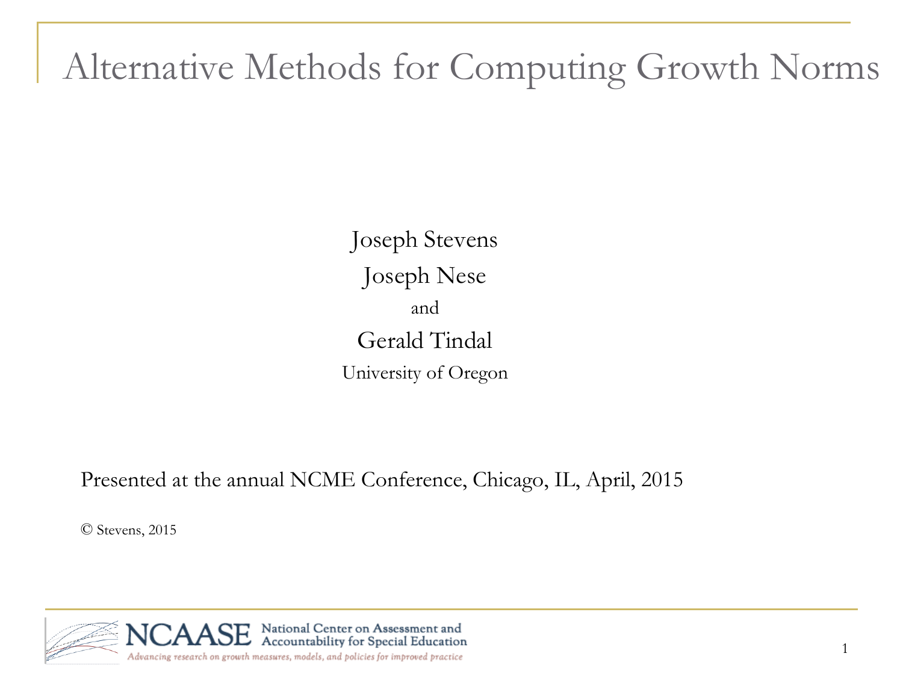# Alternative Methods for Computing Growth Norms

Joseph Stevens

Joseph Nese

and

Gerald Tindal

University of Oregon

Presented at the annual NCME Conference, Chicago, IL, April, 2015

© Stevens, 2015

NCAASE National Center on Assessment and Accountability for Special Education

*Advancing research on growth measures, models, and policies for improved practice*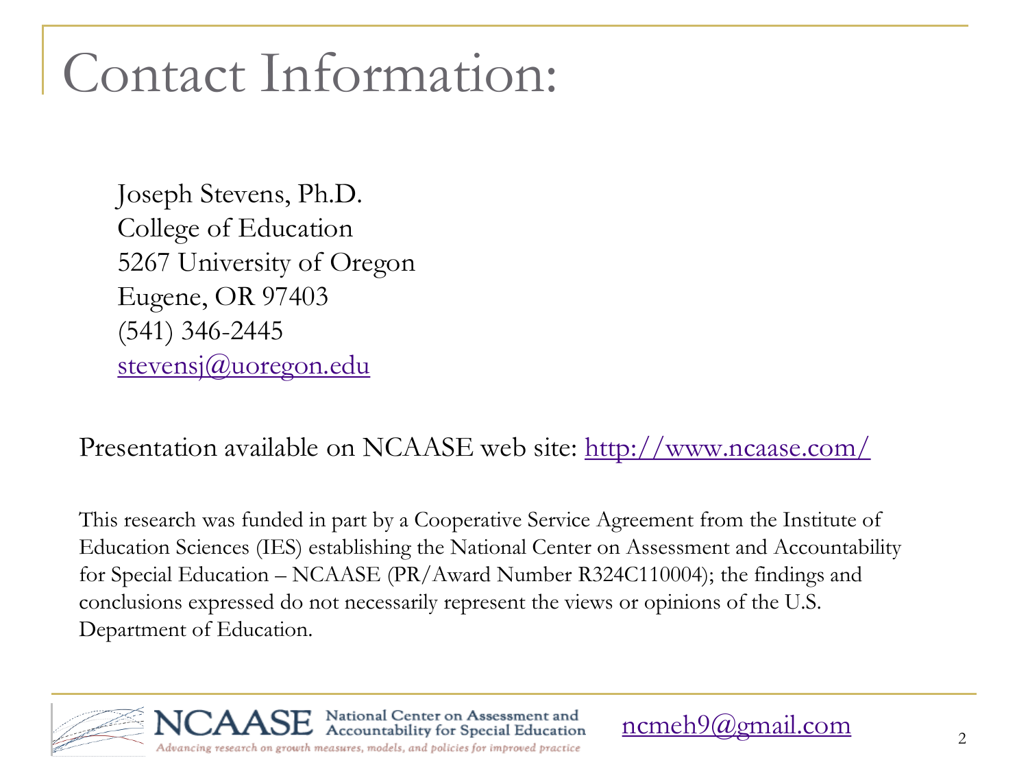# Contact Information:

Joseph Stevens, Ph.D.
College of Education
5267 University of Oregon
Eugene, OR 97403
(541) 346-2445
stevensj@uoregon.edu

Presentation available on NCAASE web site: http://www.ncaase.com/

This research was funded in part by a Cooperative Service Agreement from the Institute of Education Sciences (IES) establishing the National Center on Assessment and Accountability for Special Education – NCAASE (PR/Award Number R324C110004); the findings and conclusions expressed do not necessarily represent the views or opinions of the U.S. Department of Education.

NCAASE National Center on Assessment and Accountability for Special Education
*Advancing research on growth measures, models, and policies for improved practice*

ncmeh9@gmail.com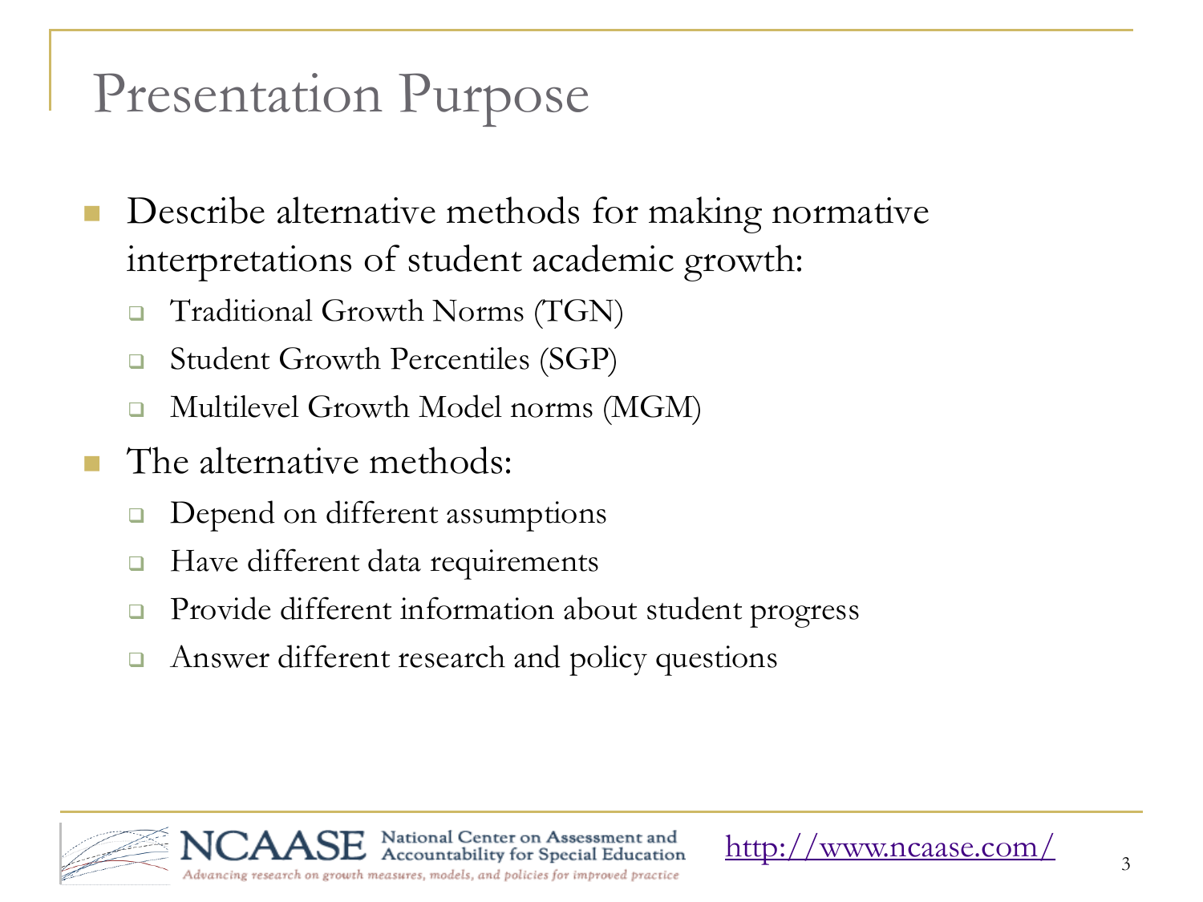# Presentation Purpose

- Describe alternative methods for making normative interpretations of student academic growth:
  - Traditional Growth Norms (TGN)
  - Student Growth Percentiles (SGP)
  - Multilevel Growth Model norms (MGM)
- The alternative methods:
  - Depend on different assumptions
  - Have different data requirements
  - Provide different information about student progress
  - Answer different research and policy questions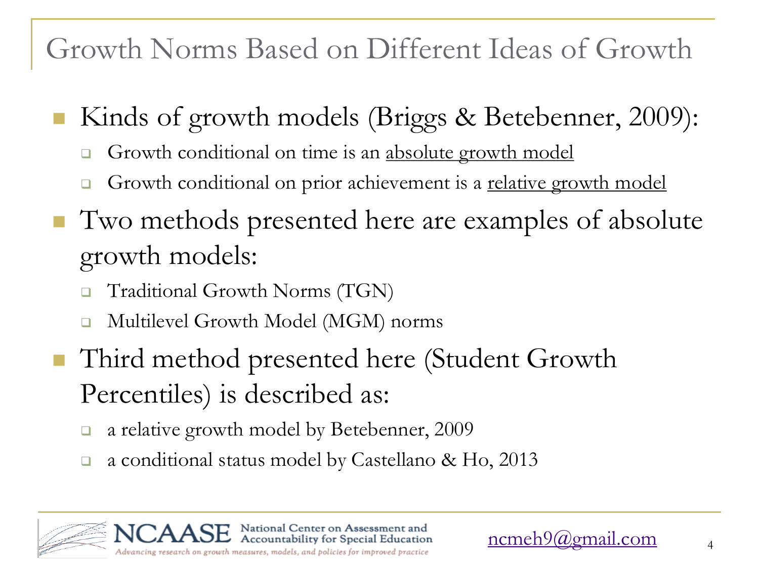# Growth Norms Based on Different Ideas of Growth

- Kinds of growth models (Briggs & Betebenner, 2009):
  - Growth conditional on time is an <u>absolute growth model</u>
  - Growth conditional on prior achievement is a <u>relative growth model</u>
- Two methods presented here are examples of absolute growth models:
  - Traditional Growth Norms (TGN)
  - Multilevel Growth Model (MGM) norms
- Third method presented here (Student Growth Percentiles) is described as:
  - a relative growth model by Betebenner, 2009
  - a conditional status model by Castellano & Ho, 2013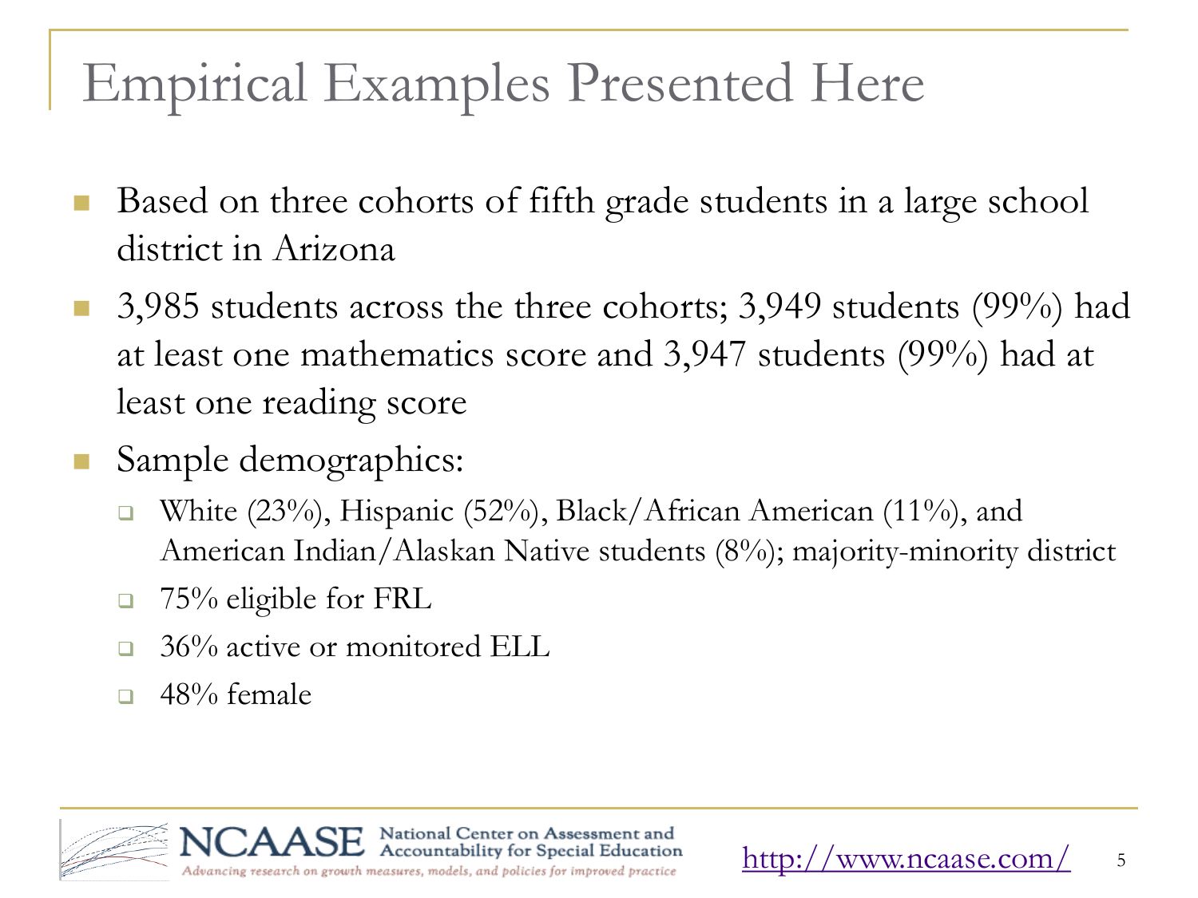# Empirical Examples Presented Here

- Based on three cohorts of fifth grade students in a large school district in Arizona
- 3,985 students across the three cohorts; 3,949 students (99%) had at least one mathematics score and 3,947 students (99%) had at least one reading score
- Sample demographics:
  - White (23%), Hispanic (52%), Black/African American (11%), and American Indian/Alaskan Native students (8%); majority-minority district
  - 75% eligible for FRL
  - 36% active or monitored ELL
  - 48% female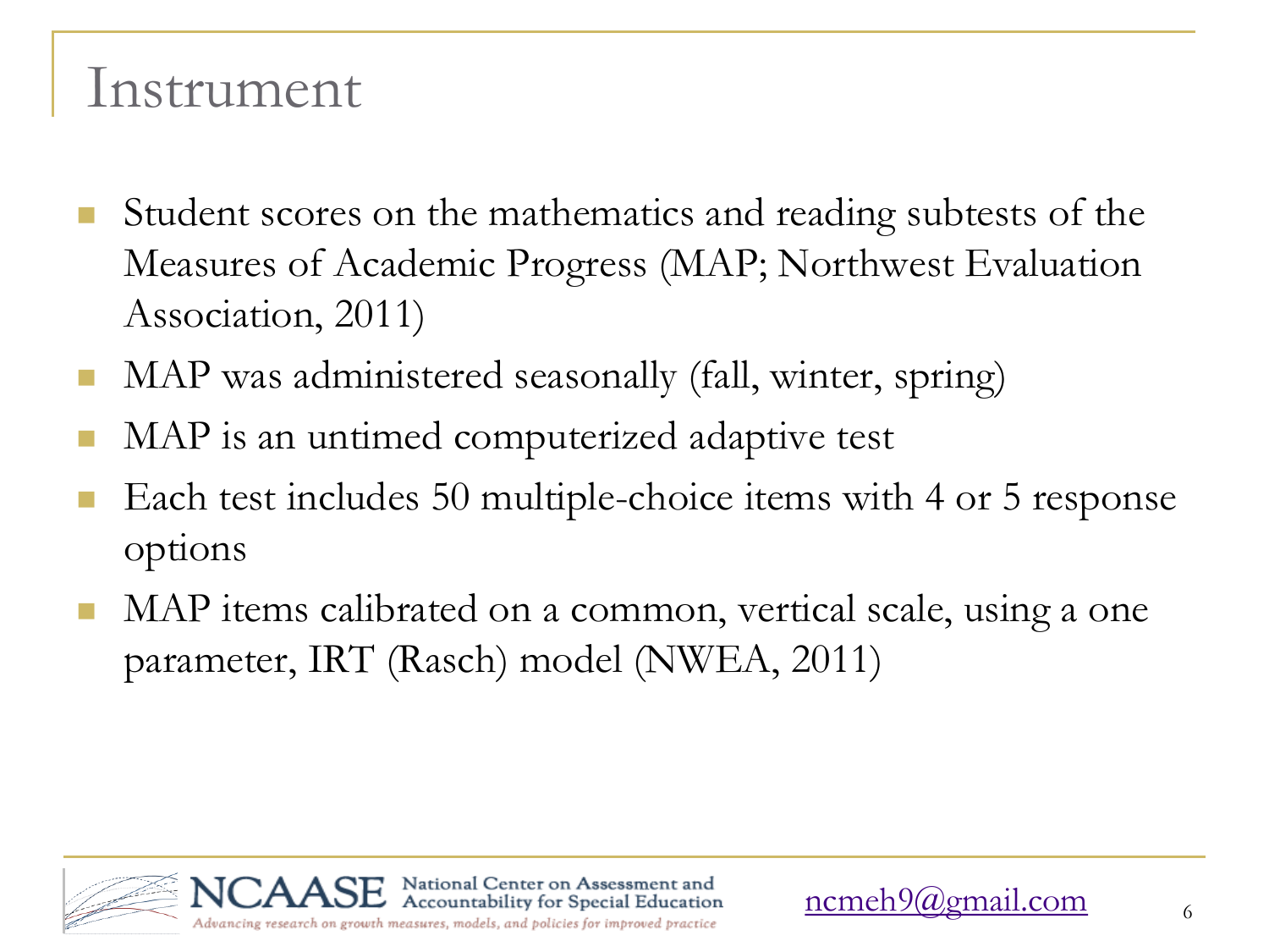# Instrument

- Student scores on the mathematics and reading subtests of the Measures of Academic Progress (MAP; Northwest Evaluation Association, 2011)
- MAP was administered seasonally (fall, winter, spring)
- MAP is an untimed computerized adaptive test
- Each test includes 50 multiple-choice items with 4 or 5 response options
- MAP items calibrated on a common, vertical scale, using a one parameter, IRT (Rasch) model (NWEA, 2011)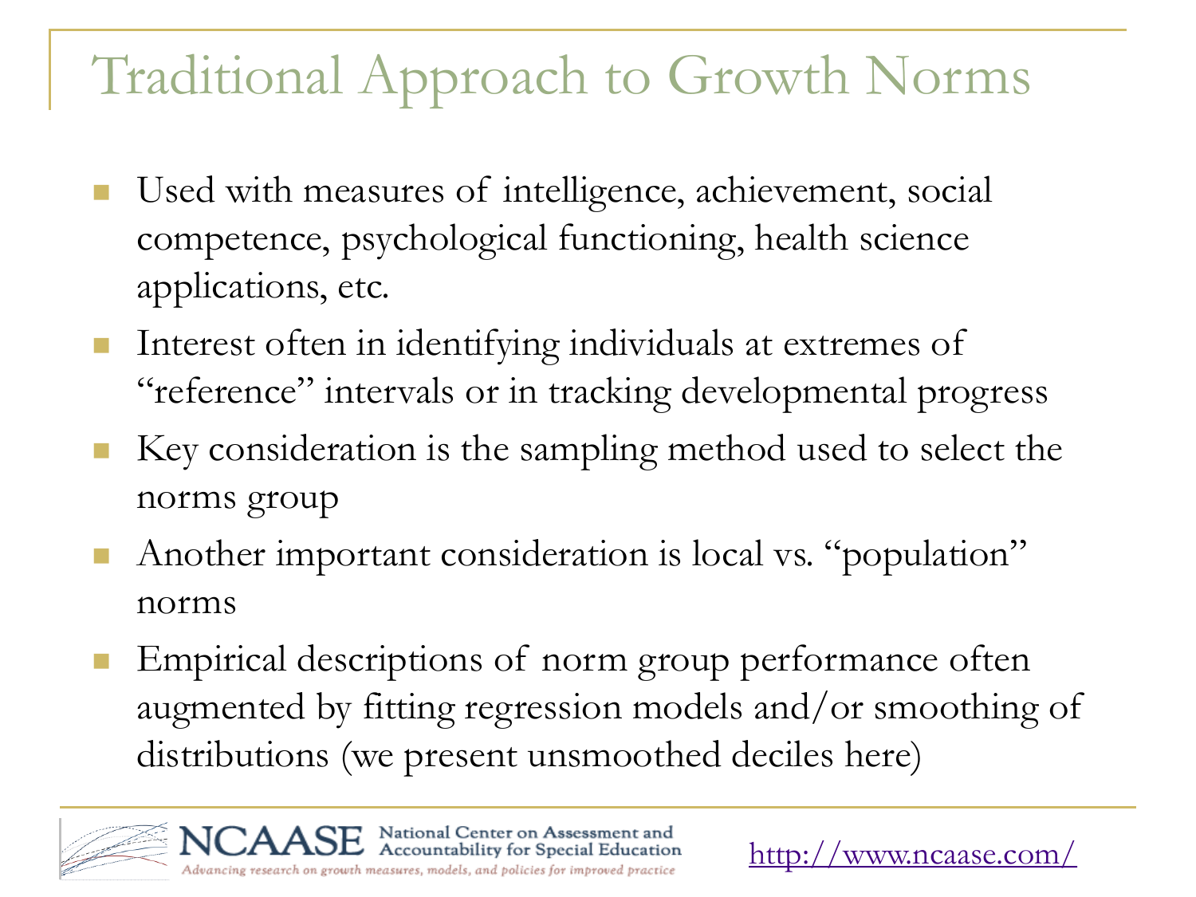# Traditional Approach to Growth Norms

- Used with measures of intelligence, achievement, social competence, psychological functioning, health science applications, etc.
- Interest often in identifying individuals at extremes of "reference" intervals or in tracking developmental progress
- Key consideration is the sampling method used to select the norms group
- Another important consideration is local vs. "population" norms
- Empirical descriptions of norm group performance often augmented by fitting regression models and/or smoothing of distributions (we present unsmoothed deciles here)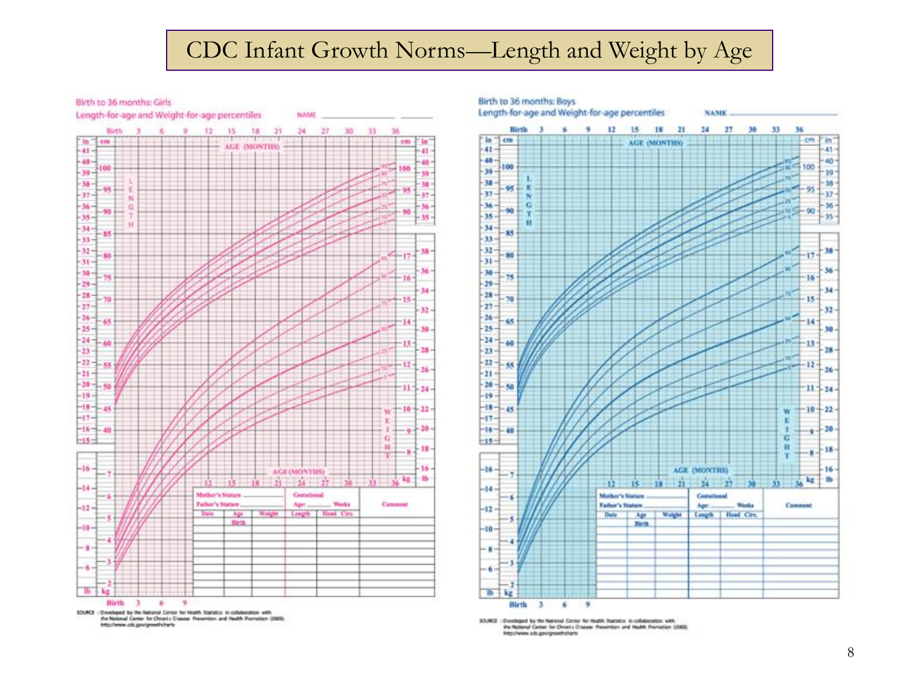# CDC Infant Growth Norms—Length and Weight by Age

Birth to 36 months: Girls
Length-for-age and Weight-for-age percentiles

Birth to 36 months: Boys
Length-for-age and Weight-for-age percentiles

SOURCE: Developed by the National Center for Health Statistics in collaboration with the National Center for Chronic Disease Prevention and Health Promotion (2000). http://www.cdc.gov/growthcharts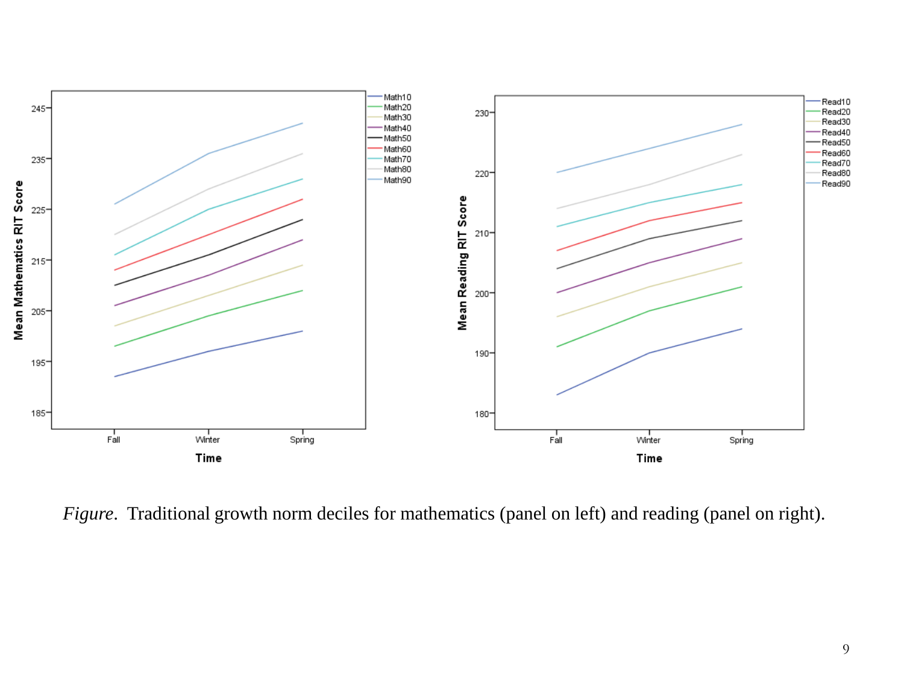*Figure*. Traditional growth norm deciles for mathematics (panel on left) and reading (panel on right).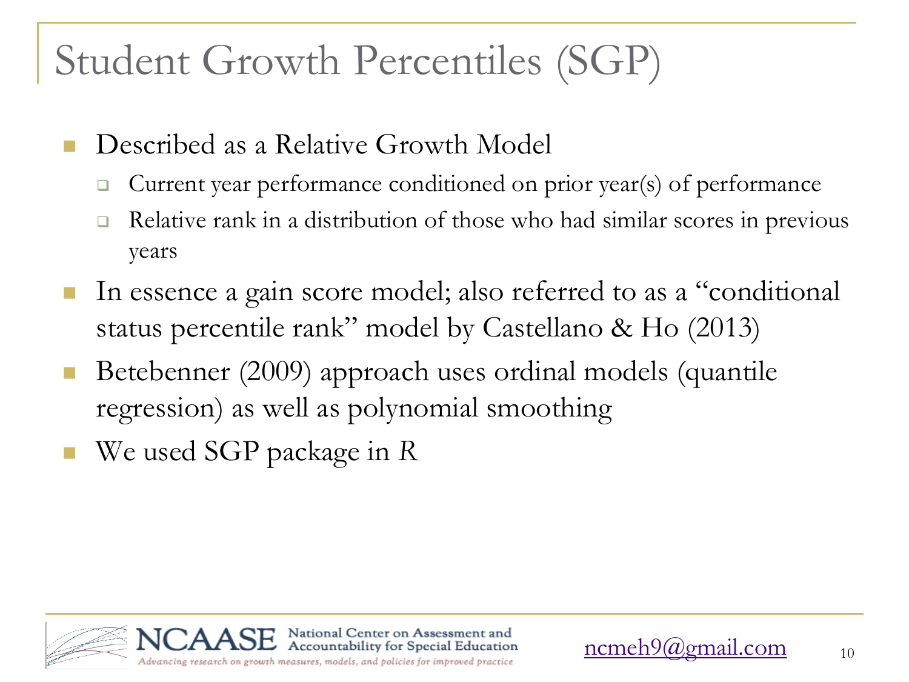# Student Growth Percentiles (SGP)

- Described as a Relative Growth Model
  - Current year performance conditioned on prior year(s) of performance
  - Relative rank in a distribution of those who had similar scores in previous years
- In essence a gain score model; also referred to as a "conditional status percentile rank" model by Castellano & Ho (2013)
- Betebenner (2009) approach uses ordinal models (quantile regression) as well as polynomial smoothing
- We used SGP package in *R*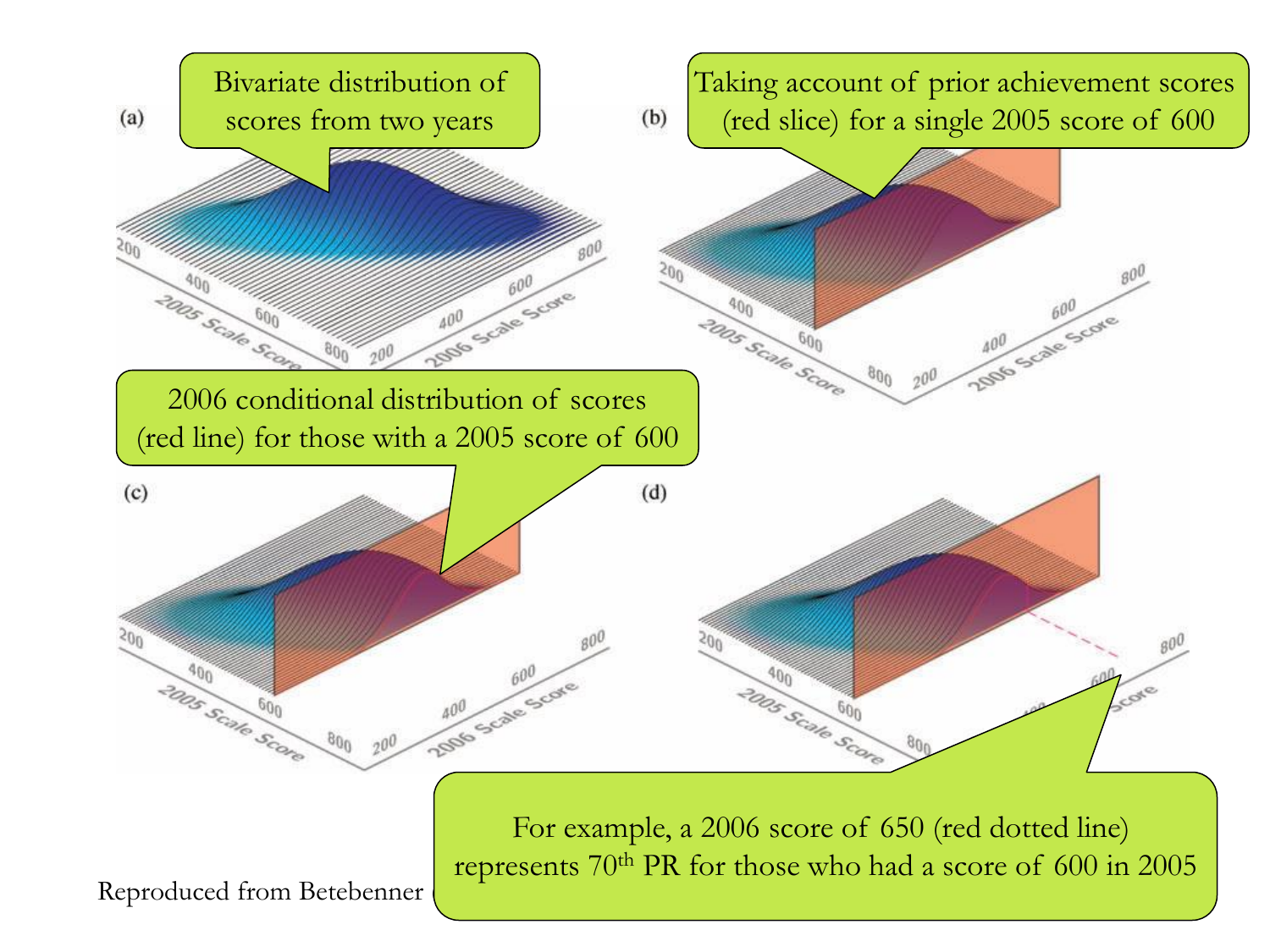Bivariate distribution of scores from two years

Taking account of prior achievement scores (red slice) for a single 2005 score of 600

2006 conditional distribution of scores (red line) for those with a 2005 score of 600

For example, a 2006 score of 650 (red dotted line) represents 70$^{th}$ PR for those who had a score of 600 in 2005

Reproduced from Betebenner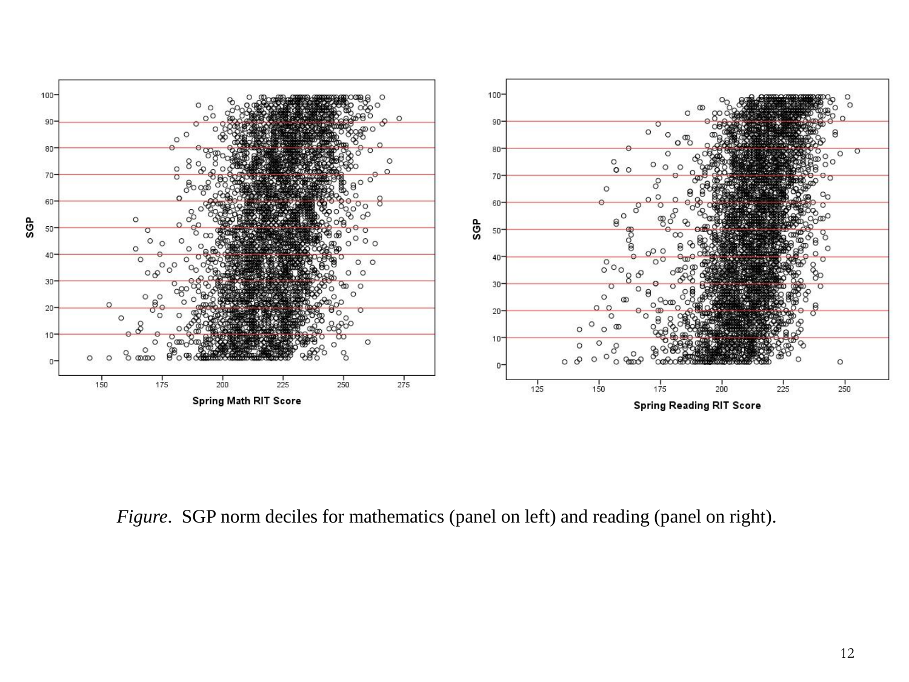*Figure*. SGP norm deciles for mathematics (panel on left) and reading (panel on right).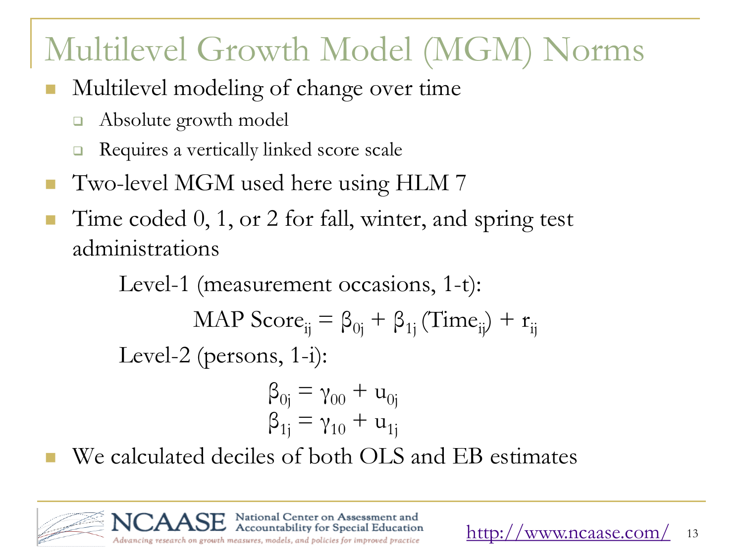# Multilevel Growth Model (MGM) Norms

- Multilevel modeling of change over time
  - Absolute growth model
  - Requires a vertically linked score scale
- Two-level MGM used here using HLM 7
- Time coded 0, 1, or 2 for fall, winter, and spring test administrations

Level-1 (measurement occasions, 1-t):

$$\text{MAP Score}_{ij} = \beta_{0j} + \beta_{1j}(\text{Time}_{ij}) + r_{ij}$$

Level-2 (persons, 1-i):

$$\beta_{0j} = \gamma_{00} + u_{0j}$$
$$\beta_{1j} = \gamma_{10} + u_{1j}$$

- We calculated deciles of both OLS and EB estimates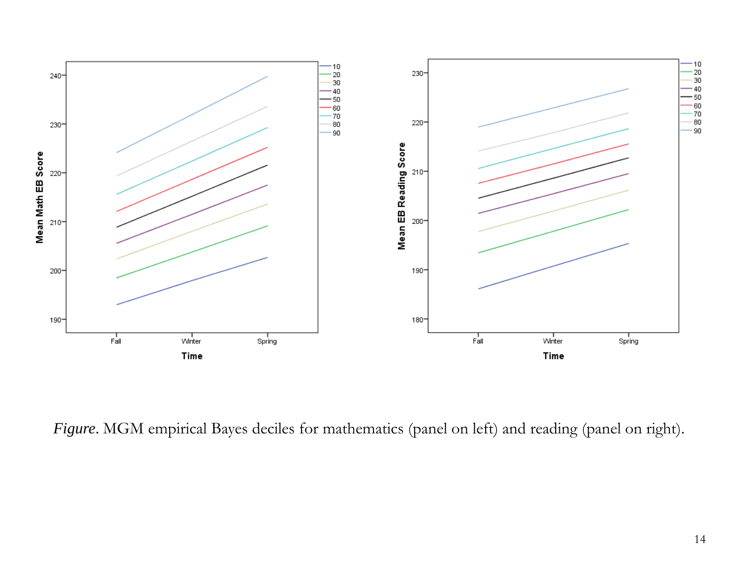*Figure*. MGM empirical Bayes deciles for mathematics (panel on left) and reading (panel on right).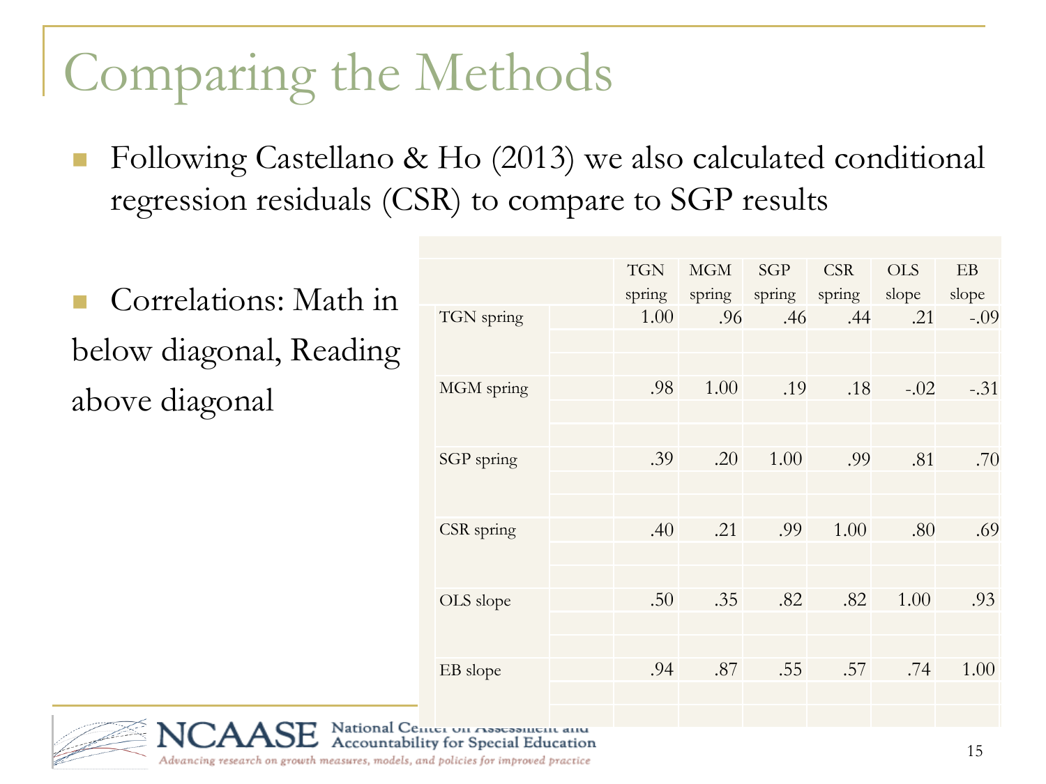# Comparing the Methods

- Following Castellano & Ho (2013) we also calculated conditional regression residuals (CSR) to compare to SGP results

- Correlations: Math in below diagonal, Reading above diagonal

| | TGN spring | MGM spring | SGP spring | CSR spring | OLS slope | EB slope |
|---|---|---|---|---|---|---|
| TGN spring | 1.00 | .96 | .46 | .44 | .21 | -.09 |
| MGM spring | .98 | 1.00 | .19 | .18 | -.02 | -.31 |
| SGP spring | .39 | .20 | 1.00 | .99 | .81 | .70 |
| CSR spring | .40 | .21 | .99 | 1.00 | .80 | .69 |
| OLS slope | .50 | .35 | .82 | .82 | 1.00 | .93 |
| EB slope | .94 | .87 | .55 | .57 | .74 | 1.00 |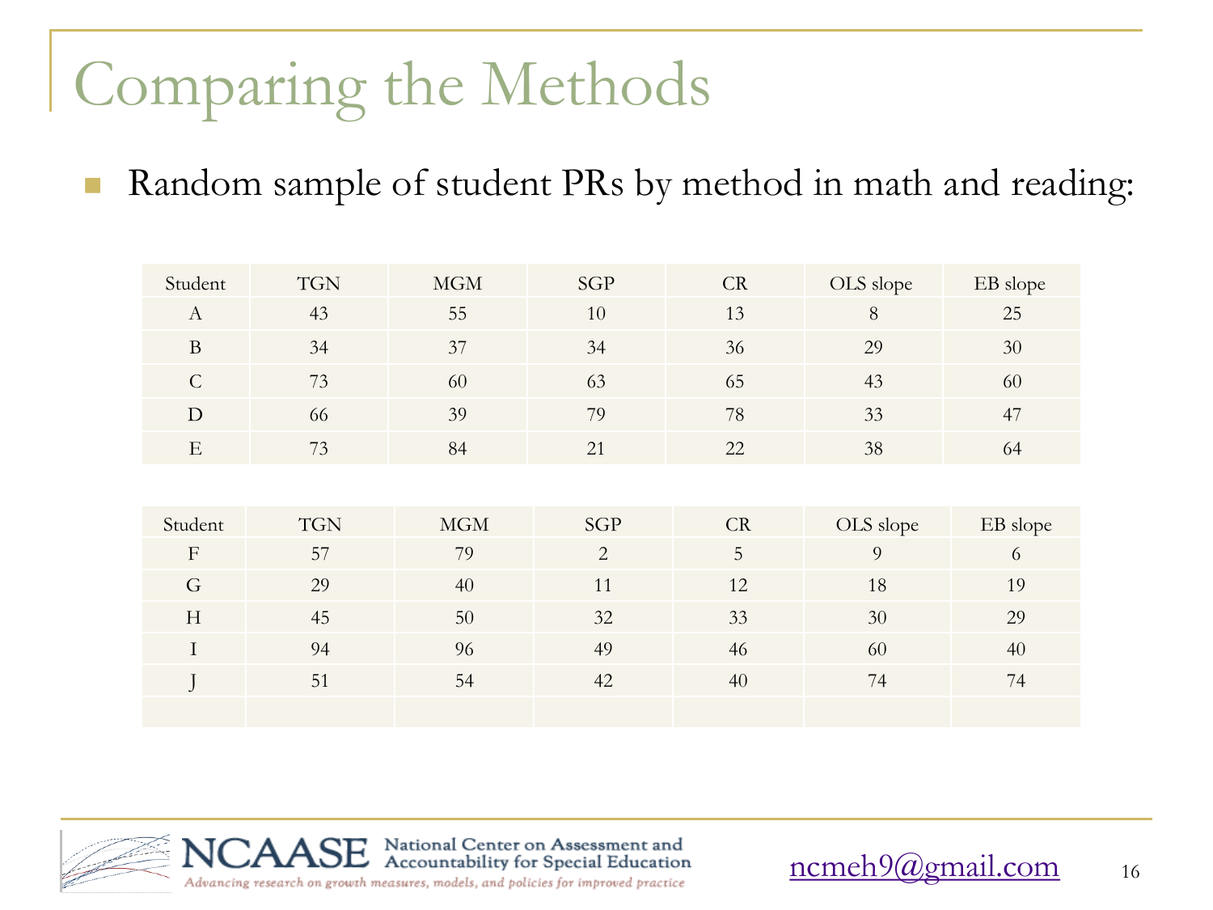# Comparing the Methods

- Random sample of student PRs by method in math and reading:

| Student | TGN | MGM | SGP | CR | OLS slope | EB slope |
|---|---|---|---|---|---|---|
| A | 43 | 55 | 10 | 13 | 8 | 25 |
| B | 34 | 37 | 34 | 36 | 29 | 30 |
| C | 73 | 60 | 63 | 65 | 43 | 60 |
| D | 66 | 39 | 79 | 78 | 33 | 47 |
| E | 73 | 84 | 21 | 22 | 38 | 64 |

| Student | TGN | MGM | SGP | CR | OLS slope | EB slope |
|---|---|---|---|---|---|---|
| F | 57 | 79 | 2 | 5 | 9 | 6 |
| G | 29 | 40 | 11 | 12 | 18 | 19 |
| H | 45 | 50 | 32 | 33 | 30 | 29 |
| I | 94 | 96 | 49 | 46 | 60 | 40 |
| J | 51 | 54 | 42 | 40 | 74 | 74 |
| | | | | | | |

NCAASE National Center on Assessment and Accountability for Special Education

Advancing research on growth measures, models, and policies for improved practice

ncmeh9@gmail.com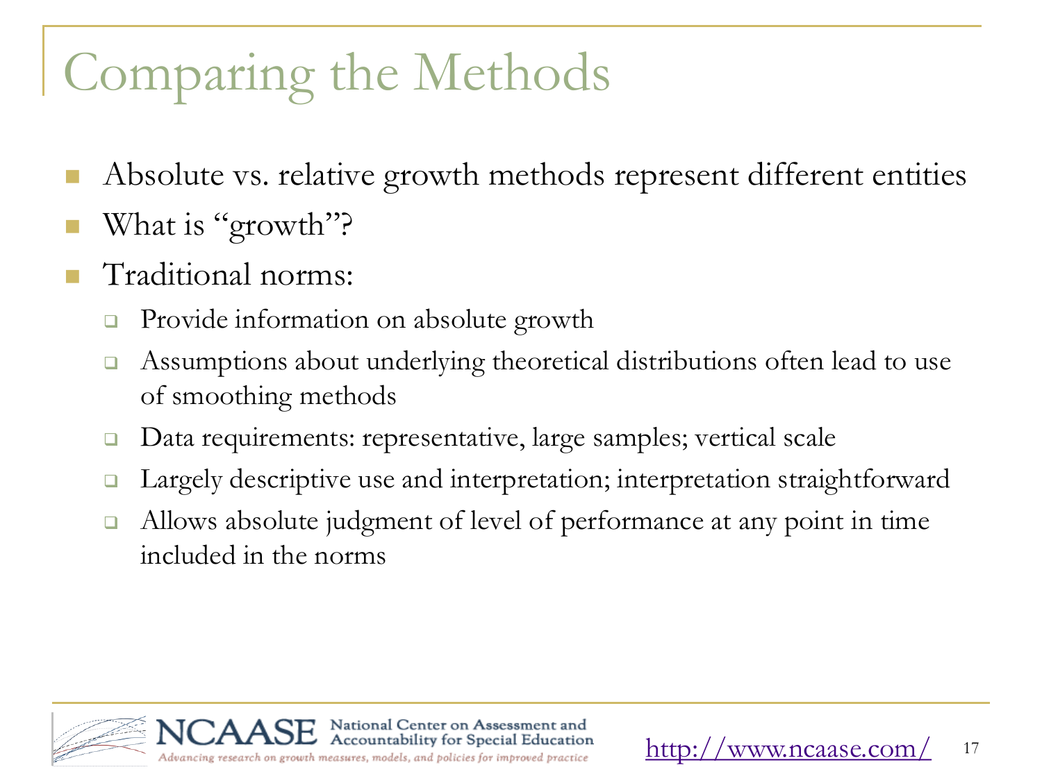# Comparing the Methods

- Absolute vs. relative growth methods represent different entities
- What is "growth"?
- Traditional norms:
  - Provide information on absolute growth
  - Assumptions about underlying theoretical distributions often lead to use of smoothing methods
  - Data requirements: representative, large samples; vertical scale
  - Largely descriptive use and interpretation; interpretation straightforward
  - Allows absolute judgment of level of performance at any point in time included in the norms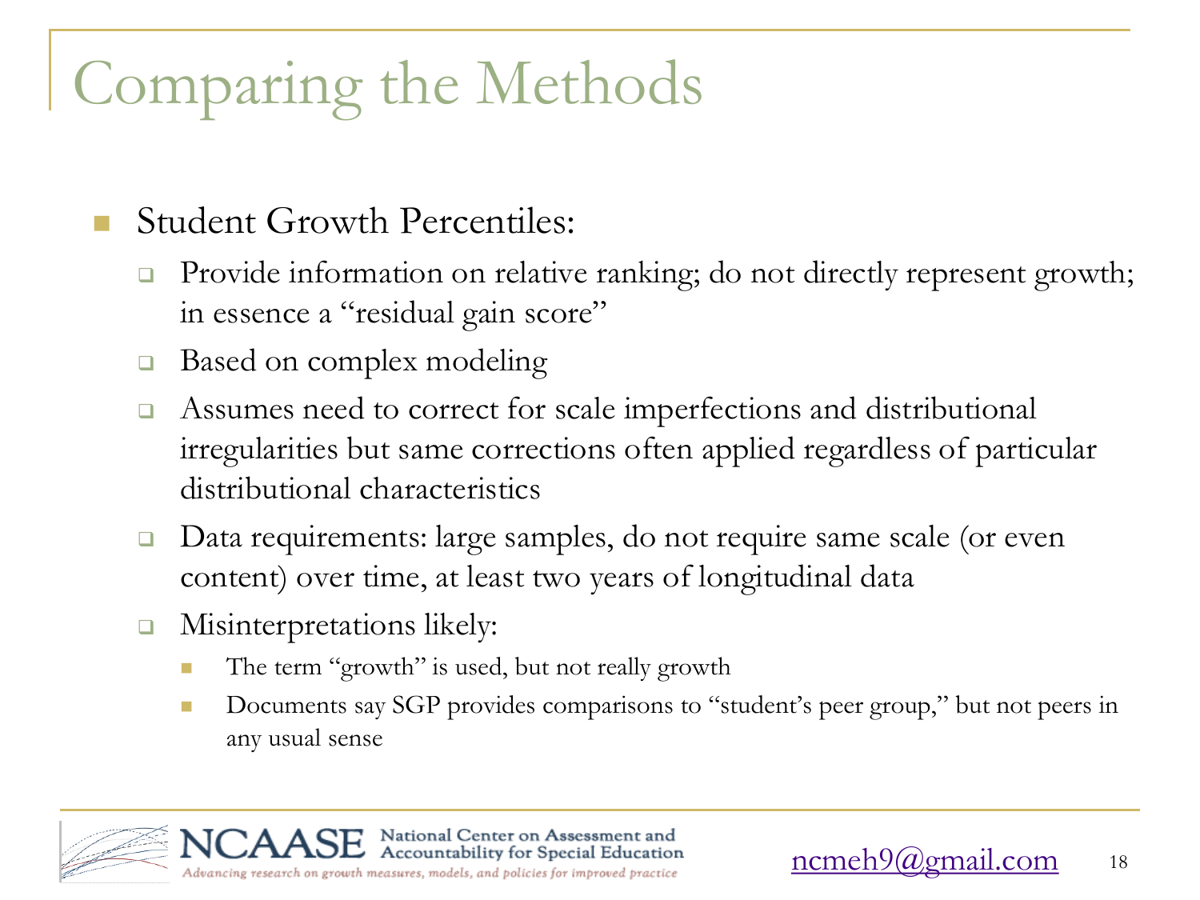# Comparing the Methods

- Student Growth Percentiles:
  - Provide information on relative ranking; do not directly represent growth; in essence a "residual gain score"
  - Based on complex modeling
  - Assumes need to correct for scale imperfections and distributional irregularities but same corrections often applied regardless of particular distributional characteristics
  - Data requirements: large samples, do not require same scale (or even content) over time, at least two years of longitudinal data
  - Misinterpretations likely:
    - The term "growth" is used, but not really growth
    - Documents say SGP provides comparisons to "student's peer group," but not peers in any usual sense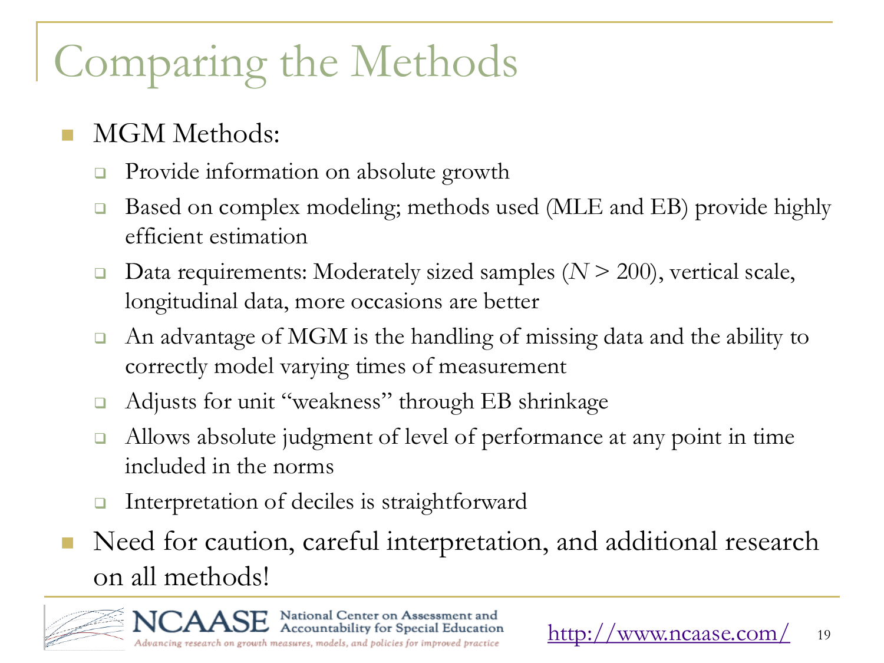# Comparing the Methods

- MGM Methods:
  - Provide information on absolute growth
  - Based on complex modeling; methods used (MLE and EB) provide highly efficient estimation
  - Data requirements: Moderately sized samples ($N > 200$), vertical scale, longitudinal data, more occasions are better
  - An advantage of MGM is the handling of missing data and the ability to correctly model varying times of measurement
  - Adjusts for unit "weakness" through EB shrinkage
  - Allows absolute judgment of level of performance at any point in time included in the norms
  - Interpretation of deciles is straightforward
- Need for caution, careful interpretation, and additional research on all methods!

NCAASE National Center on Assessment and Accountability for Special Education

Advancing research on growth measures, models, and policies for improved practice

http://www.ncaase.com/